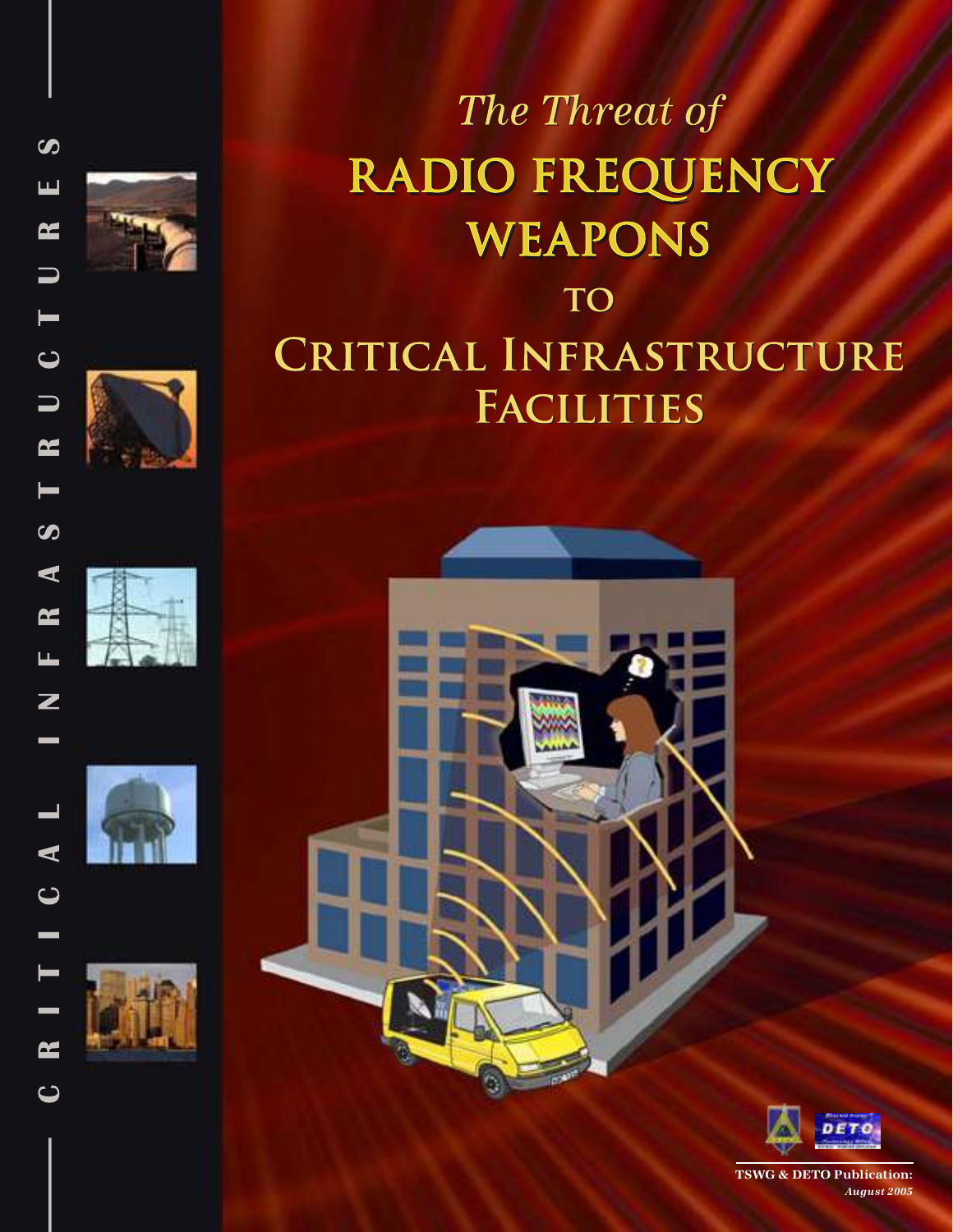# *The Threat of* RADIO FREQUENCY WEAPONS TO CRITICAL INFRASTRUCTURE FACILITIES

CRITICAL INFRASTRUCTURES

**TSWG & DETO Publication:**
***August 2005***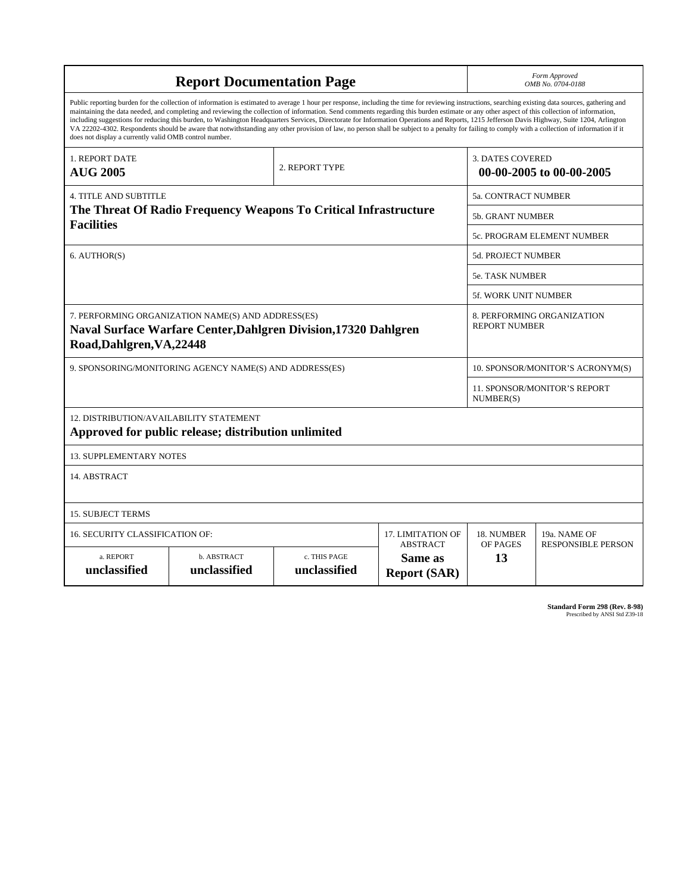# Report Documentation Page

*Form Approved*
*OMB No. 0704-0188*

Public reporting burden for the collection of information is estimated to average 1 hour per response, including the time for reviewing instructions, searching existing data sources, gathering and maintaining the data needed, and completing and reviewing the collection of information. Send comments regarding this burden estimate or any other aspect of this collection of information, including suggestions for reducing this burden, to Washington Headquarters Services, Directorate for Information Operations and Reports, 1215 Jefferson Davis Highway, Suite 1204, Arlington VA 22202-4302. Respondents should be aware that notwithstanding any other provision of law, no person shall be subject to a penalty for failing to comply with a collection of information if it does not display a currently valid OMB control number.

| 1. REPORT DATE | 2. REPORT TYPE | 3. DATES COVERED |
|---|---|---|
| **AUG 2005** | | **00-00-2005 to 00-00-2005** |

| 4. TITLE AND SUBTITLE | |
|---|---|
| **The Threat Of Radio Frequency Weapons To Critical Infrastructure Facilities** | 5a. CONTRACT NUMBER |
| | 5b. GRANT NUMBER |
| | 5c. PROGRAM ELEMENT NUMBER |
| 6. AUTHOR(S) | 5d. PROJECT NUMBER |
| | 5e. TASK NUMBER |
| | 5f. WORK UNIT NUMBER |
| 7. PERFORMING ORGANIZATION NAME(S) AND ADDRESS(ES) **Naval Surface Warfare Center,Dahlgren Division,17320 Dahlgren Road,Dahlgren,VA,22448** | 8. PERFORMING ORGANIZATION REPORT NUMBER |
| 9. SPONSORING/MONITORING AGENCY NAME(S) AND ADDRESS(ES) | 10. SPONSOR/MONITOR'S ACRONYM(S) |
| | 11. SPONSOR/MONITOR'S REPORT NUMBER(S) |

12. DISTRIBUTION/AVAILABILITY STATEMENT
**Approved for public release; distribution unlimited**

13. SUPPLEMENTARY NOTES

14. ABSTRACT

15. SUBJECT TERMS

| 16. SECURITY CLASSIFICATION OF: | | | 17. LIMITATION OF ABSTRACT | 18. NUMBER OF PAGES | 19a. NAME OF RESPONSIBLE PERSON |
|---|---|---|---|---|---|
| a. REPORT | b. ABSTRACT | c. THIS PAGE | | | |
| **unclassified** | **unclassified** | **unclassified** | **Same as Report (SAR)** | **13** | |

**Standard Form 298 (Rev. 8-98)**
Prescribed by ANSI Std Z39-18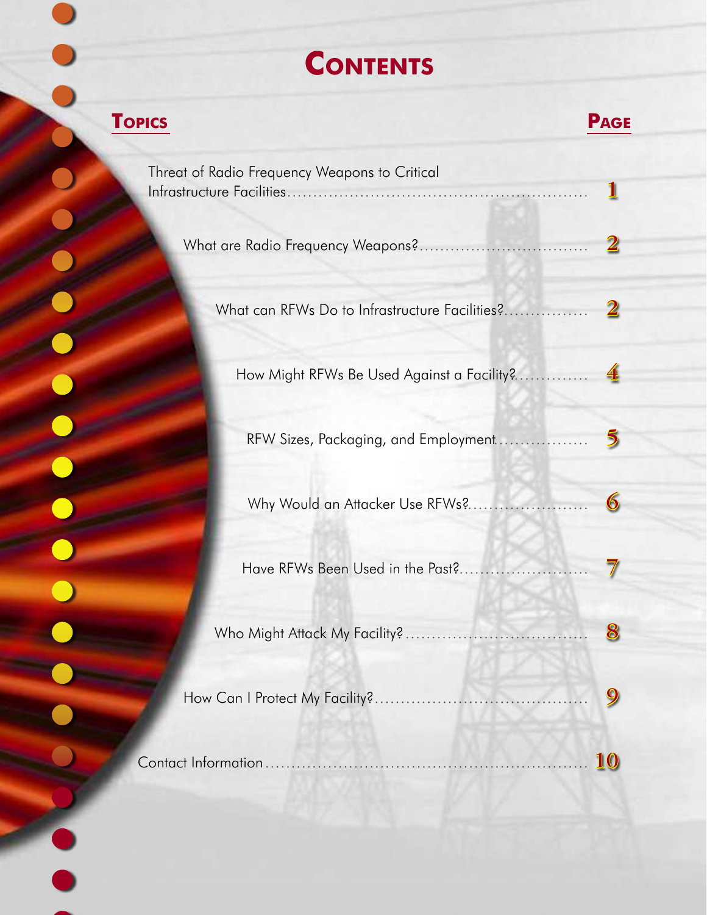# Contents

| Topics | Page |
|---|---|
| Threat of Radio Frequency Weapons to Critical Infrastructure Facilities | 1 |
| What are Radio Frequency Weapons? | 2 |
| What can RFWs Do to Infrastructure Facilities? | 2 |
| How Might RFWs Be Used Against a Facility? | 4 |
| RFW Sizes, Packaging, and Employment | 5 |
| Why Would an Attacker Use RFWs? | 6 |
| Have RFWs Been Used in the Past? | 7 |
| Who Might Attack My Facility? | 8 |
| How Can I Protect My Facility? | 9 |
| Contact Information | 10 |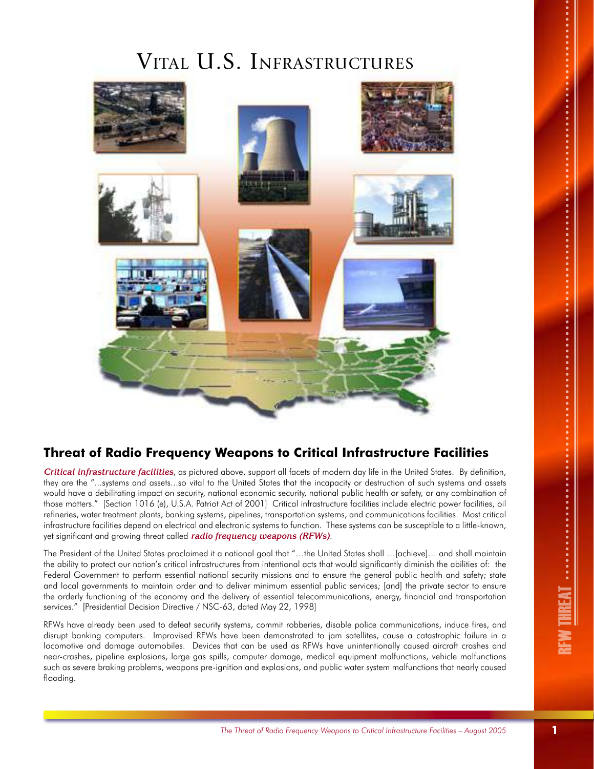# Vital U.S. Infrastructures

## Threat of Radio Frequency Weapons to Critical Infrastructure Facilities

***Critical infrastructure facilities***, as pictured above, support all facets of modern day life in the United States. By definition, they are the "...systems and assets...so vital to the United States that the incapacity or destruction of such systems and assets would have a debilitating impact on security, national economic security, national public health or safety, or any combination of those matters." [Section 1016 (e), U.S.A. Patriot Act of 2001] Critical infrastructure facilities include electric power facilities, oil refineries, water treatment plants, banking systems, pipelines, transportation systems, and communications facilities. Most critical infrastructure facilities depend on electrical and electronic systems to function. These systems can be susceptible to a little-known, yet significant and growing threat called ***radio frequency weapons (RFWs)***.

The President of the United States proclaimed it a national goal that "…the United States shall …[achieve]… and shall maintain the ability to protect our nation's critical infrastructures from intentional acts that would significantly diminish the abilities of: the Federal Government to perform essential national security missions and to ensure the general public health and safety; state and local governments to maintain order and to deliver minimum essential public services; [and] the private sector to ensure the orderly functioning of the economy and the delivery of essential telecommunications, energy, financial and transportation services." [Presidential Decision Directive / NSC-63, dated May 22, 1998]

RFWs have already been used to defeat security systems, commit robberies, disable police communications, induce fires, and disrupt banking computers. Improvised RFWs have been demonstrated to jam satellites, cause a catastrophic failure in a locomotive and damage automobiles. Devices that can be used as RFWs have unintentionally caused aircraft crashes and near-crashes, pipeline explosions, large gas spills, computer damage, medical equipment malfunctions, vehicle malfunctions such as severe braking problems, weapons pre-ignition and explosions, and public water system malfunctions that nearly caused flooding.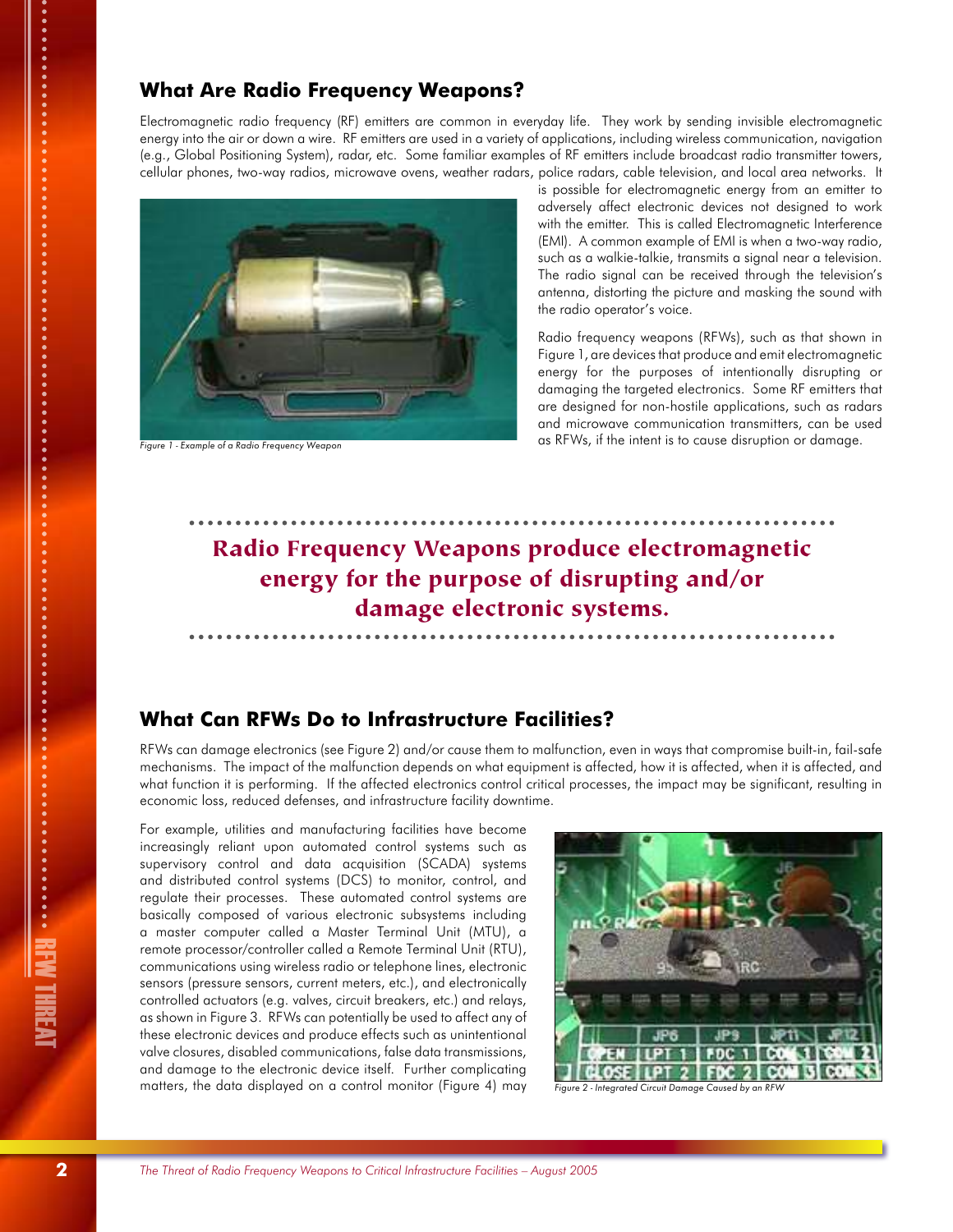## What Are Radio Frequency Weapons?

Electromagnetic radio frequency (RF) emitters are common in everyday life. They work by sending invisible electromagnetic energy into the air or down a wire. RF emitters are used in a variety of applications, including wireless communication, navigation (e.g., Global Positioning System), radar, etc. Some familiar examples of RF emitters include broadcast radio transmitter towers, cellular phones, two-way radios, microwave ovens, weather radars, police radars, cable television, and local area networks. It is possible for electromagnetic energy from an emitter to adversely affect electronic devices not designed to work with the emitter. This is called Electromagnetic Interference (EMI). A common example of EMI is when a two-way radio, such as a walkie-talkie, transmits a signal near a television. The radio signal can be received through the television's antenna, distorting the picture and masking the sound with the radio operator's voice.

*Figure 1 - Example of a Radio Frequency Weapon*

Radio frequency weapons (RFWs), such as that shown in Figure 1, are devices that produce and emit electromagnetic energy for the purposes of intentionally disrupting or damaging the targeted electronics. Some RF emitters that are designed for non-hostile applications, such as radars and microwave communication transmitters, can be used as RFWs, if the intent is to cause disruption or damage.

**Radio Frequency Weapons produce electromagnetic energy for the purpose of disrupting and/or damage electronic systems.**

## What Can RFWs Do to Infrastructure Facilities?

RFWs can damage electronics (see Figure 2) and/or cause them to malfunction, even in ways that compromise built-in, fail-safe mechanisms. The impact of the malfunction depends on what equipment is affected, how it is affected, when it is affected, and what function it is performing. If the affected electronics control critical processes, the impact may be significant, resulting in economic loss, reduced defenses, and infrastructure facility downtime.

For example, utilities and manufacturing facilities have become increasingly reliant upon automated control systems such as supervisory control and data acquisition (SCADA) systems and distributed control systems (DCS) to monitor, control, and regulate their processes. These automated control systems are basically composed of various electronic subsystems including a master computer called a Master Terminal Unit (MTU), a remote processor/controller called a Remote Terminal Unit (RTU), communications using wireless radio or telephone lines, electronic sensors (pressure sensors, current meters, etc.), and electronically controlled actuators (e.g. valves, circuit breakers, etc.) and relays, as shown in Figure 3. RFWs can potentially be used to affect any of these electronic devices and produce effects such as unintentional valve closures, disabled communications, false data transmissions, and damage to the electronic device itself. Further complicating matters, the data displayed on a control monitor (Figure 4) may

*Figure 2 - Integrated Circuit Damage Caused by an RFW*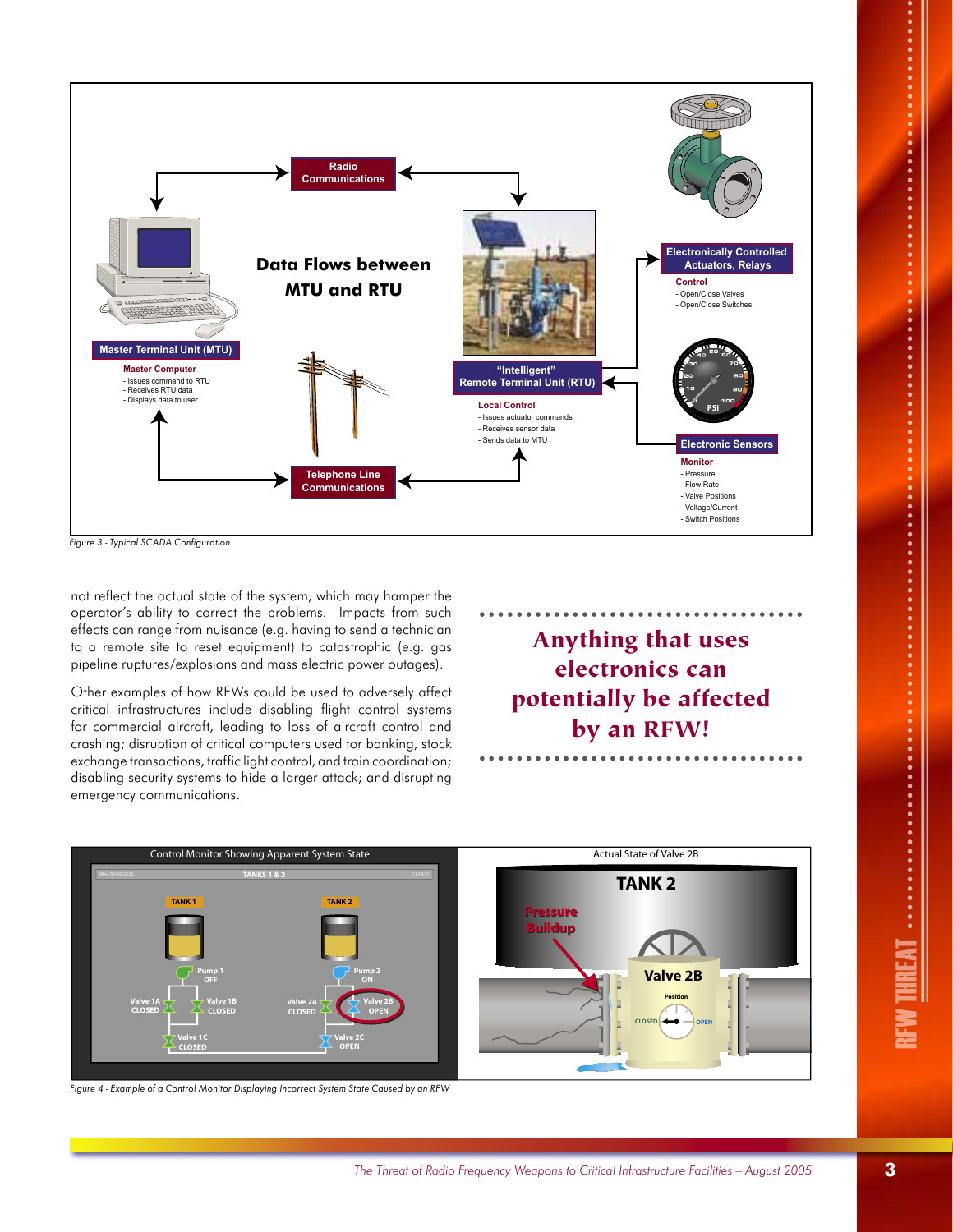Figure 3 - Typical SCADA Configuration

not reflect the actual state of the system, which may hamper the operator's ability to correct the problems. Impacts from such effects can range from nuisance (e.g. having to send a technician to a remote site to reset equipment) to catastrophic (e.g. gas pipeline ruptures/explosions and mass electric power outages).

Other examples of how RFWs could be used to adversely affect critical infrastructures include disabling flight control systems for commercial aircraft, leading to loss of aircraft control and crashing; disruption of critical computers used for banking, stock exchange transactions, traffic light control, and train coordination; disabling security systems to hide a larger attack; and disrupting emergency communications.

**Anything that uses electronics can potentially be affected by an RFW!**

Figure 4 - Example of a Control Monitor Displaying Incorrect System State Caused by an RFW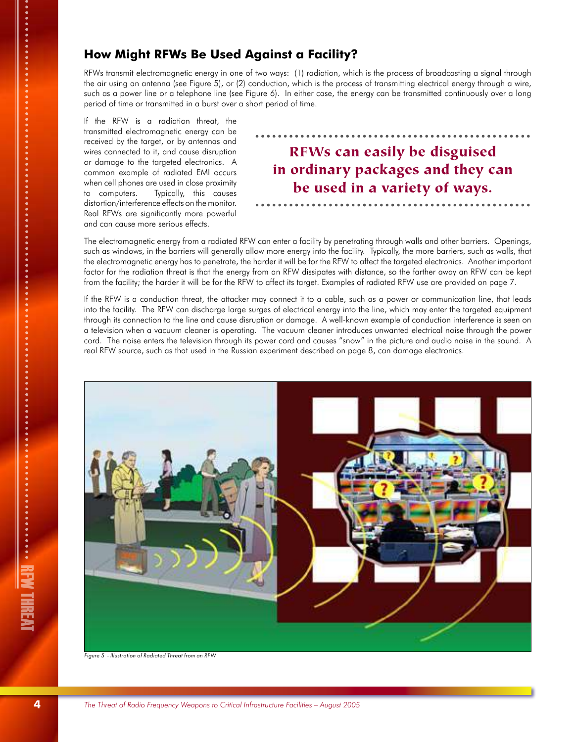## How Might RFWs Be Used Against a Facility?

RFWs transmit electromagnetic energy in one of two ways: (1) radiation, which is the process of broadcasting a signal through the air using an antenna (see Figure 5), or (2) conduction, which is the process of transmitting electrical energy through a wire, such as a power line or a telephone line (see Figure 6). In either case, the energy can be transmitted continuously over a long period of time or transmitted in a burst over a short period of time.

If the RFW is a radiation threat, the transmitted electromagnetic energy can be received by the target, or by antennas and wires connected to it, and cause disruption or damage to the targeted electronics. A common example of radiated EMI occurs when cell phones are used in close proximity to computers. Typically, this causes distortion/interference effects on the monitor. Real RFWs are significantly more powerful and can cause more serious effects.

**RFWs can easily be disguised in ordinary packages and they can be used in a variety of ways.**

The electromagnetic energy from a radiated RFW can enter a facility by penetrating through walls and other barriers. Openings, such as windows, in the barriers will generally allow more energy into the facility. Typically, the more barriers, such as walls, that the electromagnetic energy has to penetrate, the harder it will be for the RFW to affect the targeted electronics. Another important factor for the radiation threat is that the energy from an RFW dissipates with distance, so the farther away an RFW can be kept from the facility; the harder it will be for the RFW to affect its target. Examples of radiated RFW use are provided on page 7.

If the RFW is a conduction threat, the attacker may connect it to a cable, such as a power or communication line, that leads into the facility. The RFW can discharge large surges of electrical energy into the line, which may enter the targeted equipment through its connection to the line and cause disruption or damage. A well-known example of conduction interference is seen on a television when a vacuum cleaner is operating. The vacuum cleaner introduces unwanted electrical noise through the power cord. The noise enters the television through its power cord and causes "snow" in the picture and audio noise in the sound. A real RFW source, such as that used in the Russian experiment described on page 8, can damage electronics.

*Figure 5 - Illustration of Radiated Threat from an RFW*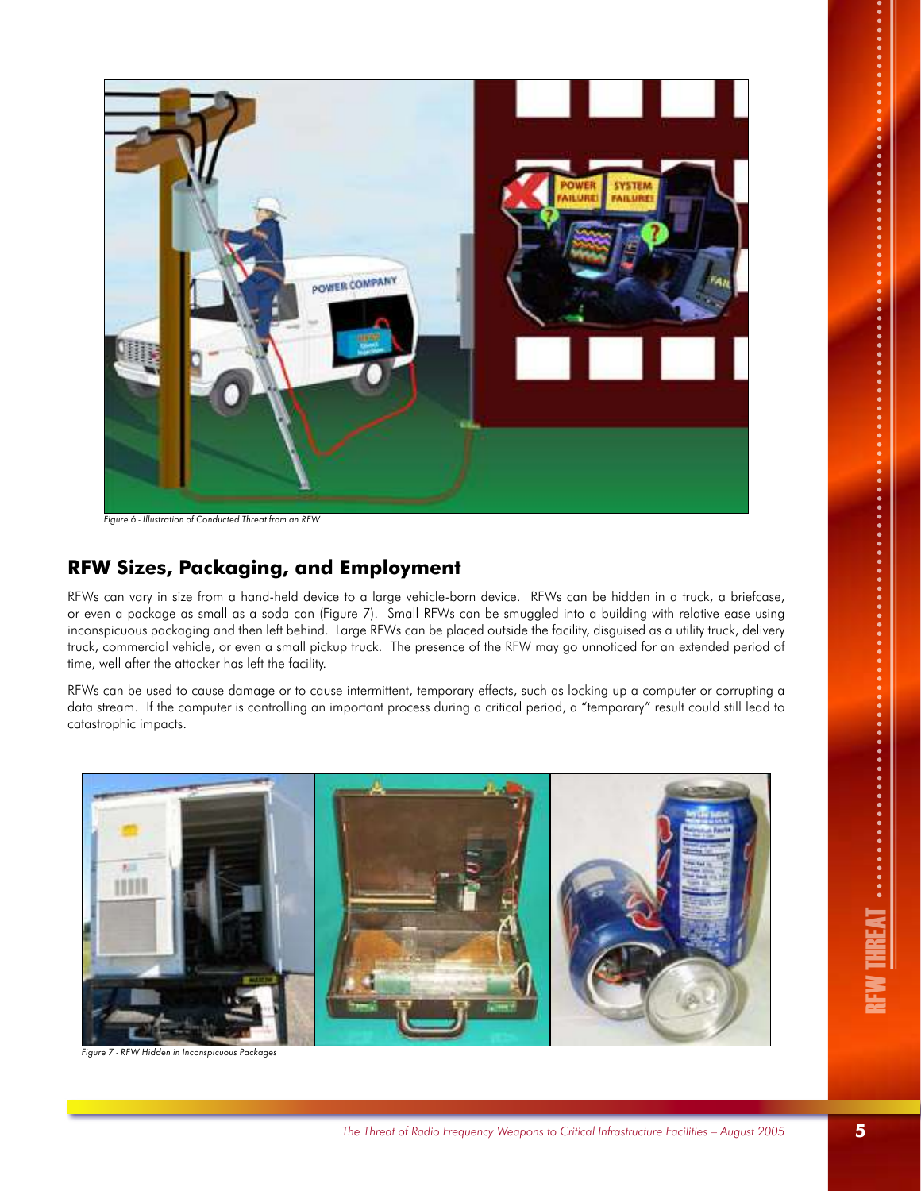Figure 6 - Illustration of Conducted Threat from an RFW

## RFW Sizes, Packaging, and Employment

RFWs can vary in size from a hand-held device to a large vehicle-born device. RFWs can be hidden in a truck, a briefcase, or even a package as small as a soda can (Figure 7). Small RFWs can be smuggled into a building with relative ease using inconspicuous packaging and then left behind. Large RFWs can be placed outside the facility, disguised as a utility truck, delivery truck, commercial vehicle, or even a small pickup truck. The presence of the RFW may go unnoticed for an extended period of time, well after the attacker has left the facility.

RFWs can be used to cause damage or to cause intermittent, temporary effects, such as locking up a computer or corrupting a data stream. If the computer is controlling an important process during a critical period, a "temporary" result could still lead to catastrophic impacts.

Figure 7 - RFW Hidden in Inconspicuous Packages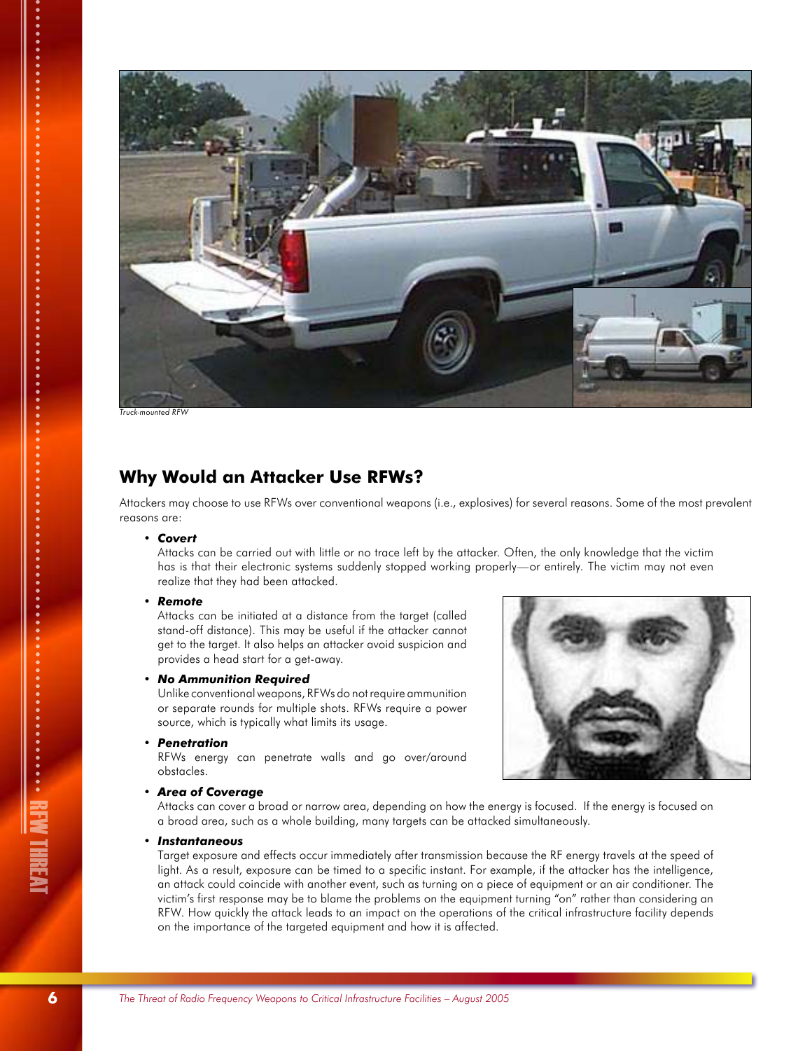Truck-mounted RFW

## Why Would an Attacker Use RFWs?

Attackers may choose to use RFWs over conventional weapons (i.e., explosives) for several reasons. Some of the most prevalent reasons are:

- ***Covert***
  Attacks can be carried out with little or no trace left by the attacker. Often, the only knowledge that the victim has is that their electronic systems suddenly stopped working properly—or entirely. The victim may not even realize that they had been attacked.
- ***Remote***
  Attacks can be initiated at a distance from the target (called stand-off distance). This may be useful if the attacker cannot get to the target. It also helps an attacker avoid suspicion and provides a head start for a get-away.
- ***No Ammunition Required***
  Unlike conventional weapons, RFWs do not require ammunition or separate rounds for multiple shots. RFWs require a power source, which is typically what limits its usage.
- ***Penetration***
  RFWs energy can penetrate walls and go over/around obstacles.
- ***Area of Coverage***
  Attacks can cover a broad or narrow area, depending on how the energy is focused. If the energy is focused on a broad area, such as a whole building, many targets can be attacked simultaneously.
- ***Instantaneous***
  Target exposure and effects occur immediately after transmission because the RF energy travels at the speed of light. As a result, exposure can be timed to a specific instant. For example, if the attacker has the intelligence, an attack could coincide with another event, such as turning on a piece of equipment or an air conditioner. The victim's first response may be to blame the problems on the equipment turning "on" rather than considering an RFW. How quickly the attack leads to an impact on the operations of the critical infrastructure facility depends on the importance of the targeted equipment and how it is affected.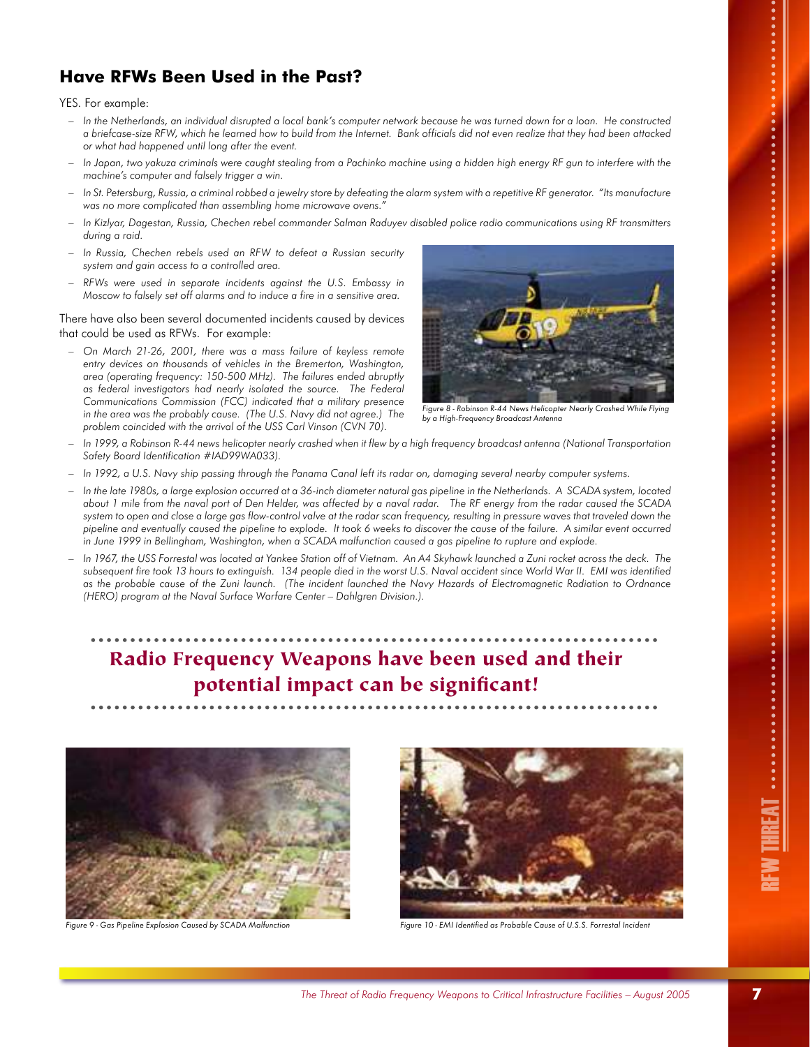## Have RFWs Been Used in the Past?

YES. For example:

- *In the Netherlands, an individual disrupted a local bank's computer network because he was turned down for a loan. He constructed a briefcase-size RFW, which he learned how to build from the Internet. Bank officials did not even realize that they had been attacked or what had happened until long after the event.*
- *In Japan, two yakuza criminals were caught stealing from a Pachinko machine using a hidden high energy RF gun to interfere with the machine's computer and falsely trigger a win.*
- *In St. Petersburg, Russia, a criminal robbed a jewelry store by defeating the alarm system with a repetitive RF generator. "Its manufacture was no more complicated than assembling home microwave ovens."*
- *In Kizlyar, Dagestan, Russia, Chechen rebel commander Salman Raduyev disabled police radio communications using RF transmitters during a raid.*
- *In Russia, Chechen rebels used an RFW to defeat a Russian security system and gain access to a controlled area.*
- *RFWs were used in separate incidents against the U.S. Embassy in Moscow to falsely set off alarms and to induce a fire in a sensitive area.*

There have also been several documented incidents caused by devices that could be used as RFWs. For example:

- *On March 21-26, 2001, there was a mass failure of keyless remote entry devices on thousands of vehicles in the Bremerton, Washington, area (operating frequency: 150-500 MHz). The failures ended abruptly as federal investigators had nearly isolated the source. The Federal Communications Commission (FCC) indicated that a military presence in the area was the probably cause. (The U.S. Navy did not agree.) The problem coincided with the arrival of the USS Carl Vinson (CVN 70).*

*Figure 8 - Robinson R-44 News Helicopter Nearly Crashed While Flying by a High-Frequency Broadcast Antenna*

- *In 1999, a Robinson R-44 news helicopter nearly crashed when it flew by a high frequency broadcast antenna (National Transportation Safety Board Identification #IAD99WA033).*
- *In 1992, a U.S. Navy ship passing through the Panama Canal left its radar on, damaging several nearby computer systems.*
- *In the late 1980s, a large explosion occurred at a 36-inch diameter natural gas pipeline in the Netherlands. A SCADA system, located about 1 mile from the naval port of Den Helder, was affected by a naval radar. The RF energy from the radar caused the SCADA system to open and close a large gas flow-control valve at the radar scan frequency, resulting in pressure waves that traveled down the pipeline and eventually caused the pipeline to explode. It took 6 weeks to discover the cause of the failure. A similar event occurred in June 1999 in Bellingham, Washington, when a SCADA malfunction caused a gas pipeline to rupture and explode.*
- *In 1967, the USS Forrestal was located at Yankee Station off of Vietnam. An A4 Skyhawk launched a Zuni rocket across the deck. The subsequent fire took 13 hours to extinguish. 134 people died in the worst U.S. Naval accident since World War II. EMI was identified as the probable cause of the Zuni launch. (The incident launched the Navy Hazards of Electromagnetic Radiation to Ordnance (HERO) program at the Naval Surface Warfare Center – Dahlgren Division.).*

**Radio Frequency Weapons have been used and their potential impact can be significant!**

*Figure 9 - Gas Pipeline Explosion Caused by SCADA Malfunction*

*Figure 10 - EMI Identified as Probable Cause of U.S.S. Forrestal Incident*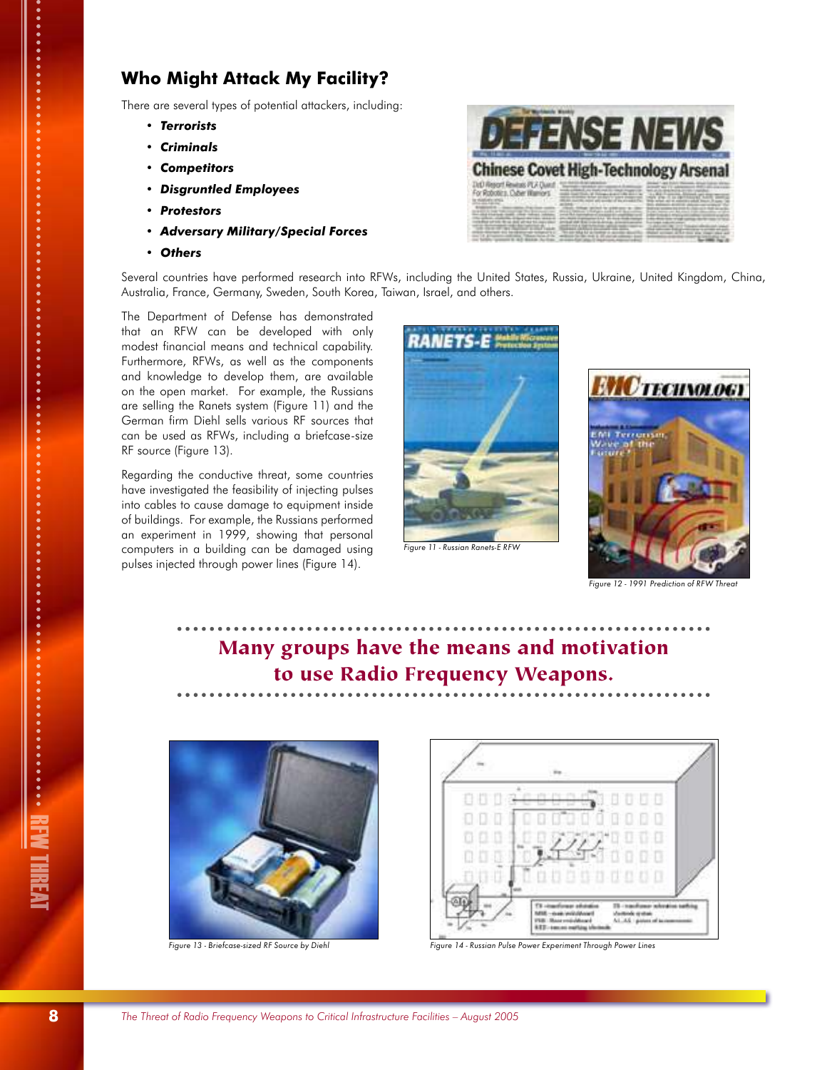## Who Might Attack My Facility?

There are several types of potential attackers, including:

- ***Terrorists***
- ***Criminals***
- ***Competitors***
- ***Disgruntled Employees***
- ***Protestors***
- ***Adversary Military/Special Forces***
- ***Others***

Several countries have performed research into RFWs, including the United States, Russia, Ukraine, United Kingdom, China, Australia, France, Germany, Sweden, South Korea, Taiwan, Israel, and others.

The Department of Defense has demonstrated that an RFW can be developed with only modest financial means and technical capability. Furthermore, RFWs, as well as the components and knowledge to develop them, are available on the open market. For example, the Russians are selling the Ranets system (Figure 11) and the German firm Diehl sells various RF sources that can be used as RFWs, including a briefcase-size RF source (Figure 13).

Regarding the conductive threat, some countries have investigated the feasibility of injecting pulses into cables to cause damage to equipment inside of buildings. For example, the Russians performed an experiment in 1999, showing that personal computers in a building can be damaged using pulses injected through power lines (Figure 14).

*Figure 11 - Russian Ranets-E RFW*

*Figure 12 - 1991 Prediction of RFW Threat*

**Many groups have the means and motivation to use Radio Frequency Weapons.**

*Figure 13 - Briefcase-sized RF Source by Diehl*

*Figure 14 - Russian Pulse Power Experiment Through Power Lines*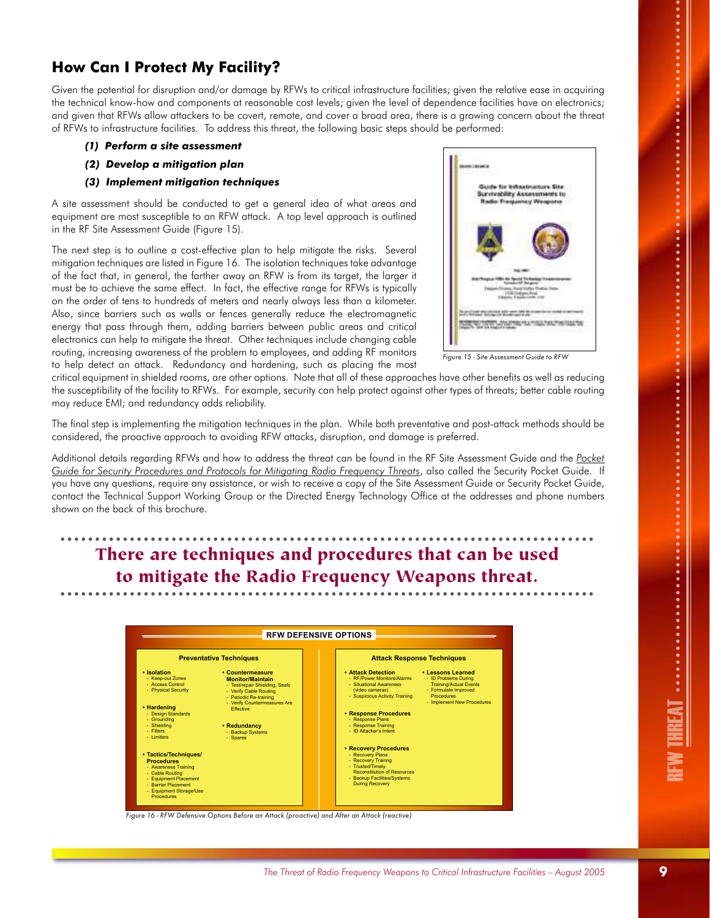## How Can I Protect My Facility?

Given the potential for disruption and/or damage by RFWs to critical infrastructure facilities; given the relative ease in acquiring the technical know-how and components at reasonable cost levels; given the level of dependence facilities have on electronics; and given that RFWs allow attackers to be covert, remote, and cover a broad area, there is a growing concern about the threat of RFWs to infrastructure facilities. To address this threat, the following basic steps should be performed:

***(1) Perform a site assessment***

***(2) Develop a mitigation plan***

***(3) Implement mitigation techniques***

A site assessment should be conducted to get a general idea of what areas and equipment are most susceptible to an RFW attack. A top level approach is outlined in the RF Site Assessment Guide (Figure 15).

*Figure 15 - Site Assessment Guide to RFW*

The next step is to outline a cost-effective plan to help mitigate the risks. Several mitigation techniques are listed in Figure 16. The isolation techniques take advantage of the fact that, in general, the farther away an RFW is from its target, the larger it must be to achieve the same effect. In fact, the effective range for RFWs is typically on the order of tens to hundreds of meters and nearly always less than a kilometer. Also, since barriers such as walls or fences generally reduce the electromagnetic energy that pass through them, adding barriers between public areas and critical electronics can help to mitigate the threat. Other techniques include changing cable routing, increasing awareness of the problem to employees, and adding RF monitors to help detect an attack. Redundancy and hardening, such as placing the most critical equipment in shielded rooms, are other options. Note that all of these approaches have other benefits as well as reducing the susceptibility of the facility to RFWs. For example, security can help protect against other types of threats; better cable routing may reduce EMI; and redundancy adds reliability.

The final step is implementing the mitigation techniques in the plan. While both preventative and post-attack methods should be considered, the proactive approach to avoiding RFW attacks, disruption, and damage is preferred.

Additional details regarding RFWs and how to address the threat can be found in the RF Site Assessment Guide and the Pocket Guide for Security Procedures and Protocols for Mitigating Radio Frequency Threats, also called the Security Pocket Guide. If you have any questions, require any assistance, or wish to receive a copy of the Site Assessment Guide or Security Pocket Guide, contact the Technical Support Working Group or the Directed Energy Technology Office at the addresses and phone numbers shown on the back of this brochure.

**There are techniques and procedures that can be used to mitigate the Radio Frequency Weapons threat.**

**RFW DEFENSIVE OPTIONS**

**Preventative Techniques**

- **Isolation**
  - Keep-out Zones
  - Access Control
  - Physical Security
- **Hardening**
  - Design Standards
  - Grounding
  - Shielding
  - Filters
  - Limiters
- **Tactics/Techniques/Procedures**
  - Awareness Training
  - Cable Routing
  - Equipment Placement
  - Barrier Placement
  - Equipment Storage/Use Procedures
- **Countermeasure Monitor/Maintain**
  - Test/repair Shielding, Seals
  - Verify Cable Routing
  - Periodic Re-training
  - Verify Countermeasures Are Effective
- **Redundancy**
  - Backup Systems
  - Spares

**Attack Response Techniques**

- **Attack Detection**
  - RF/Power Monitors/Alarms
  - Situational Awareness (video cameras)
  - Suspicious Activity Training
- **Response Procedures**
  - Response Plans
  - Response Training
  - ID Attacker's Intent
- **Recovery Procedures**
  - Recovery Plans
  - Recovery Trainng
  - Trusted/Timely Reconstitution of Resources
  - Backup Facilities/Systems During Recovery
- **Lessons Learned**
  - ID Problems During Training/Actual Events
  - Formulate Improved Procedures
  - Implement New Procedures

*Figure 16 - RFW Defensive Options Before an Attack (proactive) and After an Attack (reactive)*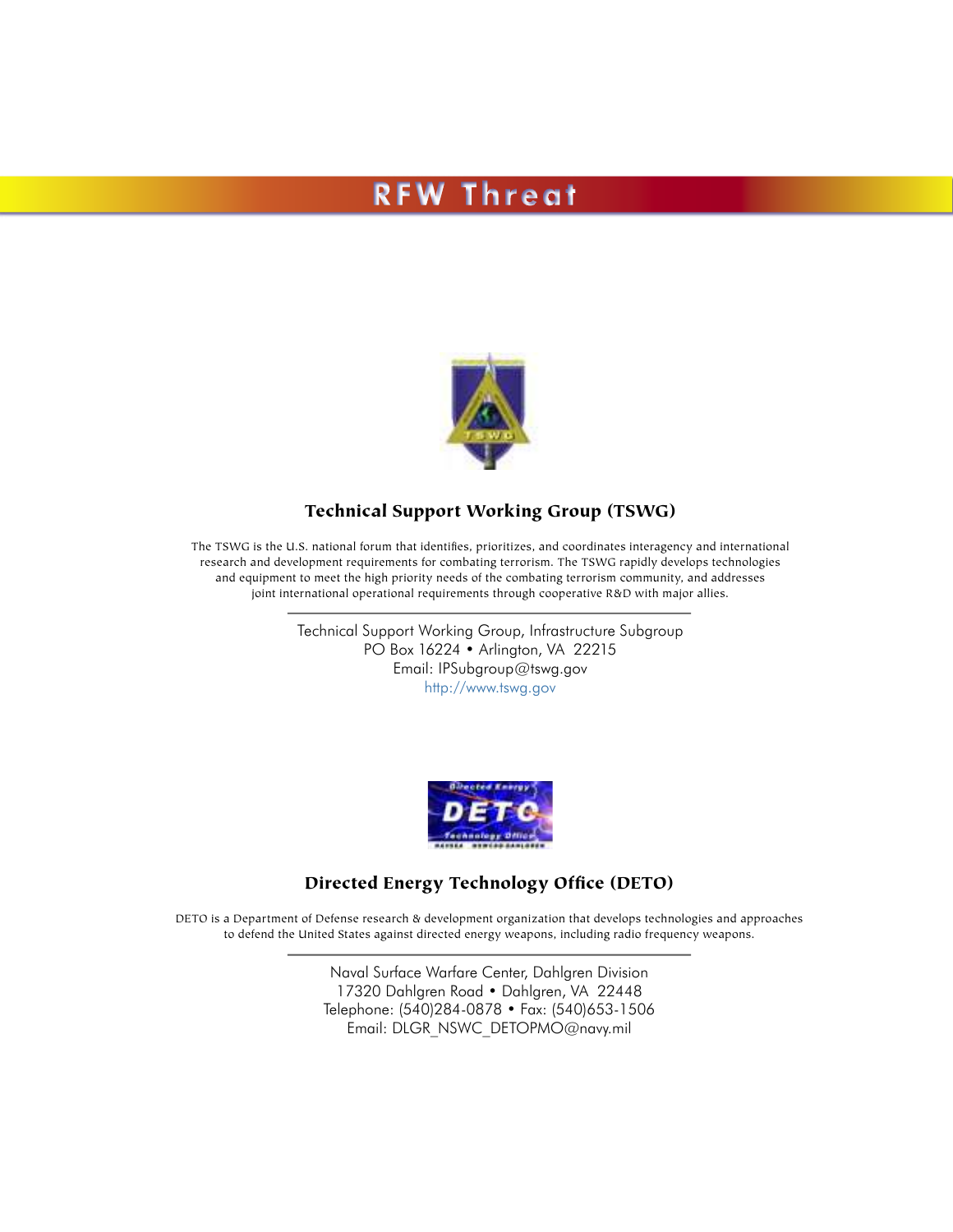# RFW Threat

## Technical Support Working Group (TSWG)

The TSWG is the U.S. national forum that identifies, prioritizes, and coordinates interagency and international research and development requirements for combating terrorism. The TSWG rapidly develops technologies and equipment to meet the high priority needs of the combating terrorism community, and addresses joint international operational requirements through cooperative R&D with major allies.

Technical Support Working Group, Infrastructure Subgroup
PO Box 16224 • Arlington, VA 22215
Email: IPSubgroup@tswg.gov
http://www.tswg.gov

## Directed Energy Technology Office (DETO)

DETO is a Department of Defense research & development organization that develops technologies and approaches to defend the United States against directed energy weapons, including radio frequency weapons.

Naval Surface Warfare Center, Dahlgren Division
17320 Dahlgren Road • Dahlgren, VA 22448
Telephone: (540)284-0878 • Fax: (540)653-1506
Email: DLGR_NSWC_DETOPMO@navy.mil